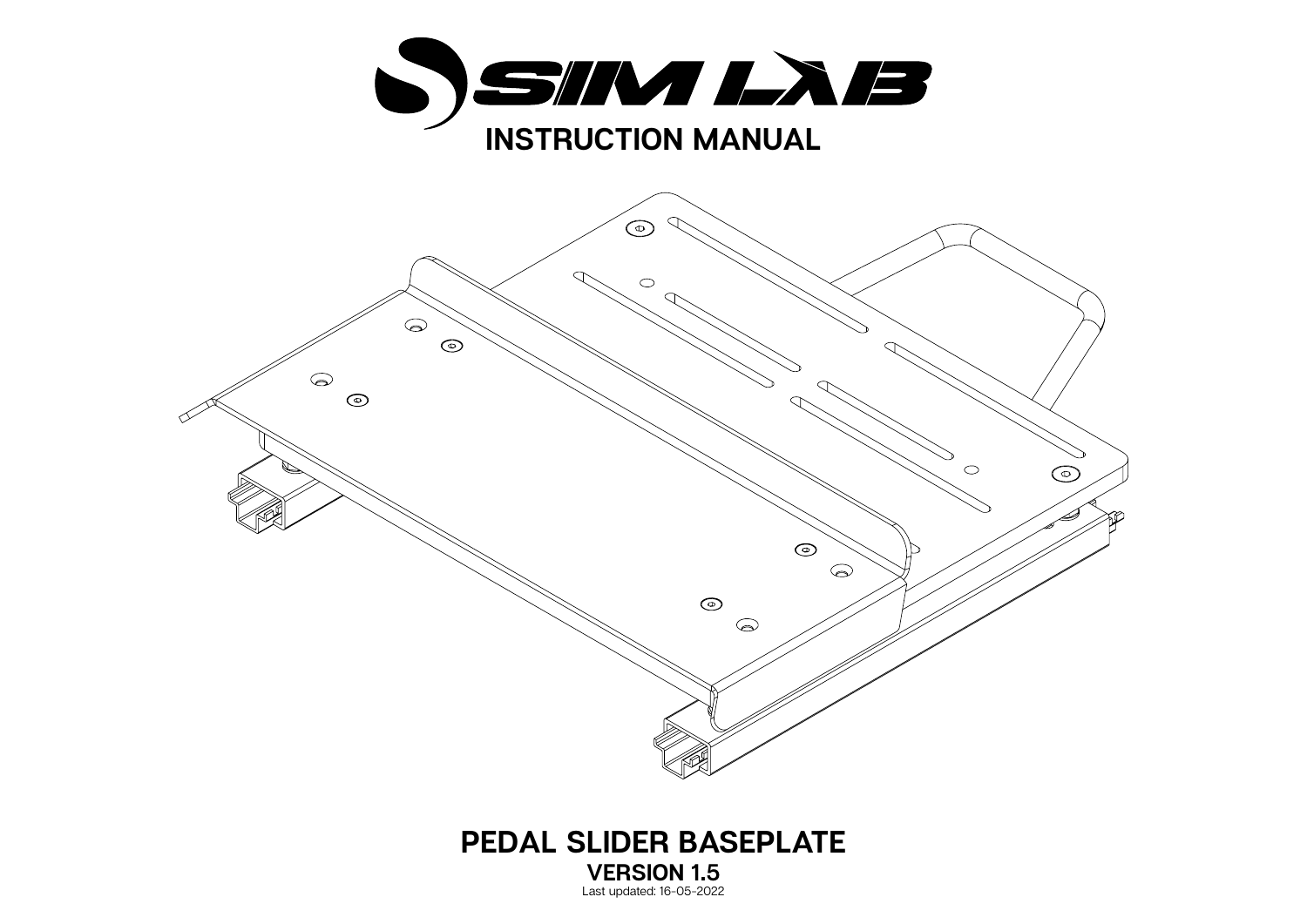# SIM LAB

# INSTRUCTION MANUAL

# PEDAL SLIDER BASEPLATE

**VERSION 1.5**

Last updated: 16-05-2022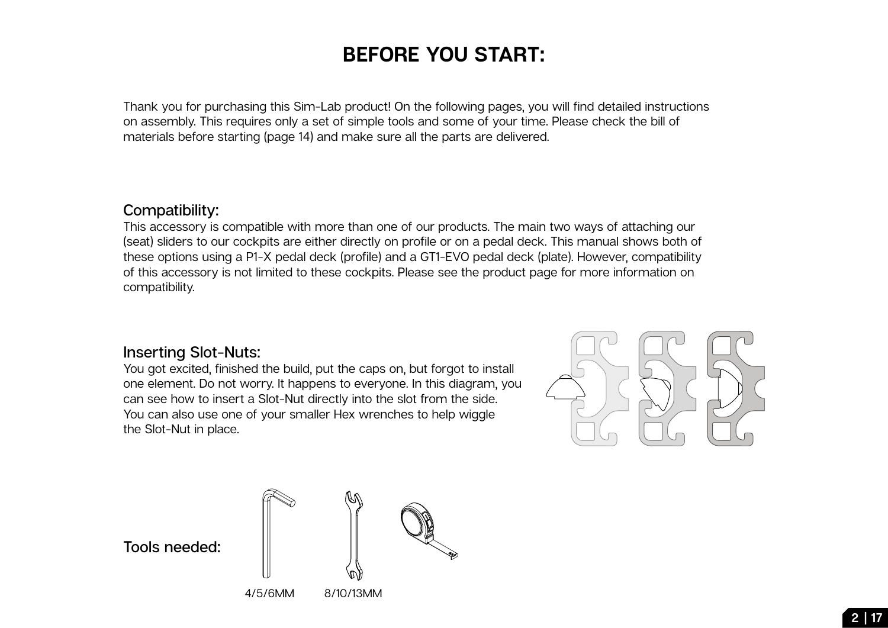# BEFORE YOU START:

Thank you for purchasing this Sim-Lab product! On the following pages, you will find detailed instructions on assembly. This requires only a set of simple tools and some of your time. Please check the bill of materials before starting (page 14) and make sure all the parts are delivered.

## Compatibility:

This accessory is compatible with more than one of our products. The main two ways of attaching our (seat) sliders to our cockpits are either directly on profile or on a pedal deck. This manual shows both of these options using a P1-X pedal deck (profile) and a GT1-EVO pedal deck (plate). However, compatibility of this accessory is not limited to these cockpits. Please see the product page for more information on compatibility.

## Inserting Slot-Nuts:

You got excited, finished the build, put the caps on, but forgot to install one element. Do not worry. It happens to everyone. In this diagram, you can see how to insert a Slot-Nut directly into the slot from the side. You can also use one of your smaller Hex wrenches to help wiggle the Slot-Nut in place.

## Tools needed:

4/5/6MM

8/10/13MM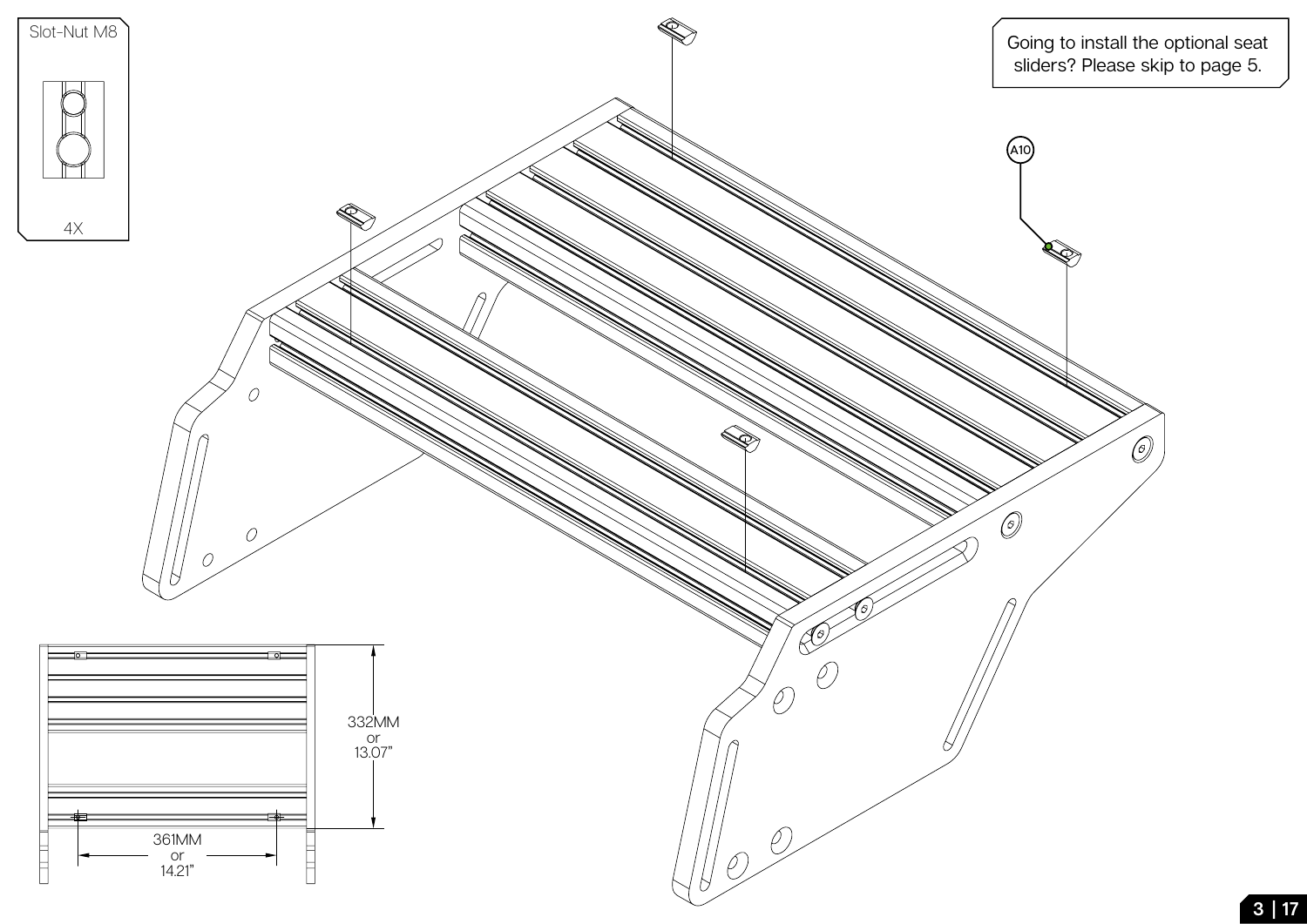Slot-Nut M8

4X

Going to install the optional seat sliders? Please skip to page 5.

A10

332MM
or
13.07"

361MM
or
14.21"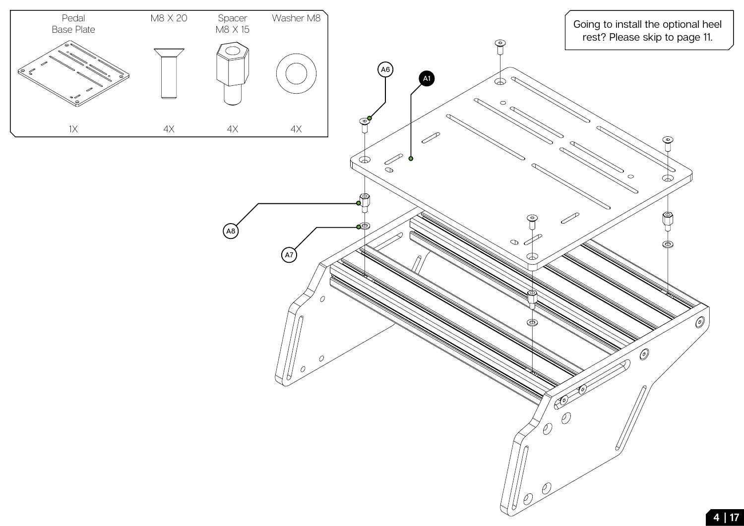| Pedal Base Plate | M8 X 20 | Spacer M8 X 15 | Washer M8 |
|---|---|---|---|
| 1X | 4X | 4X | 4X |

Going to install the optional heel rest? Please skip to page 11.

A6

A1

A8

A7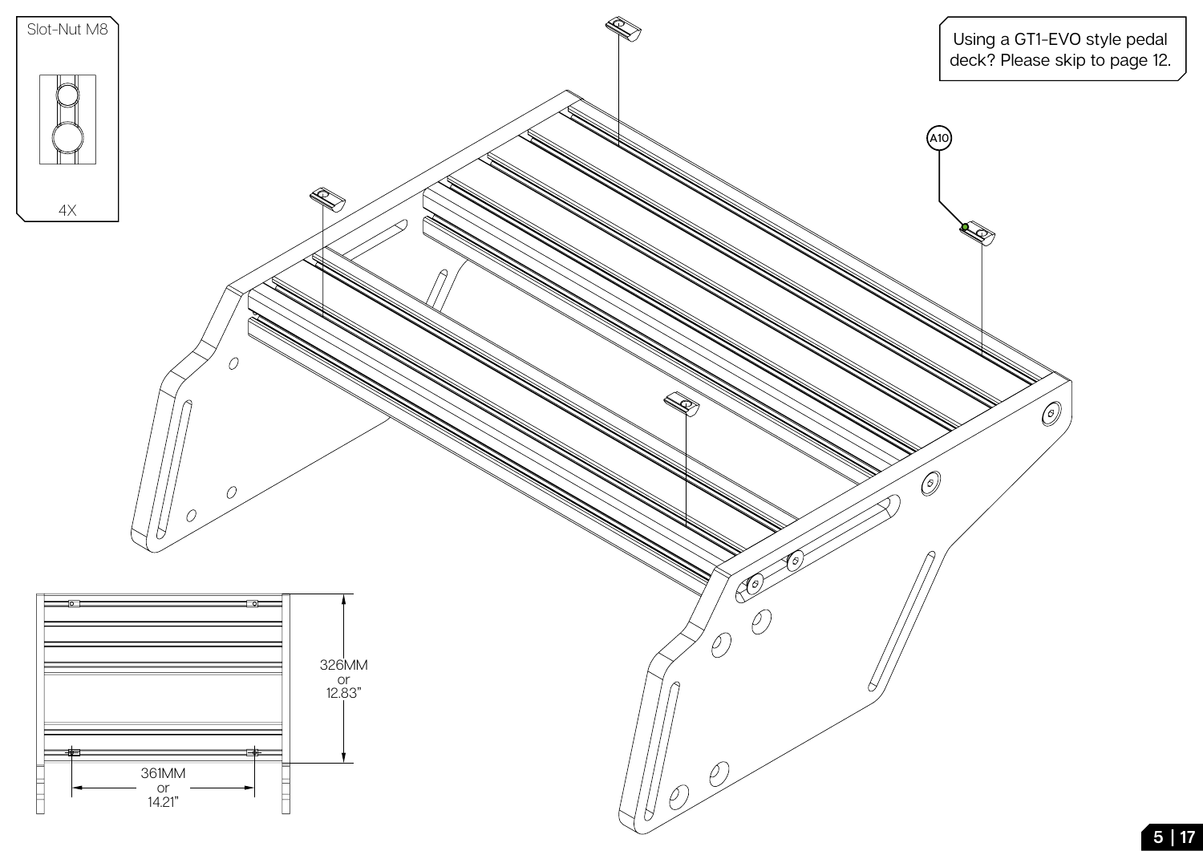Slot-Nut M8

4X

Using a GT1-EVO style pedal deck? Please skip to page 12.

A10

326MM
or
12.83"

361MM
or
14.21"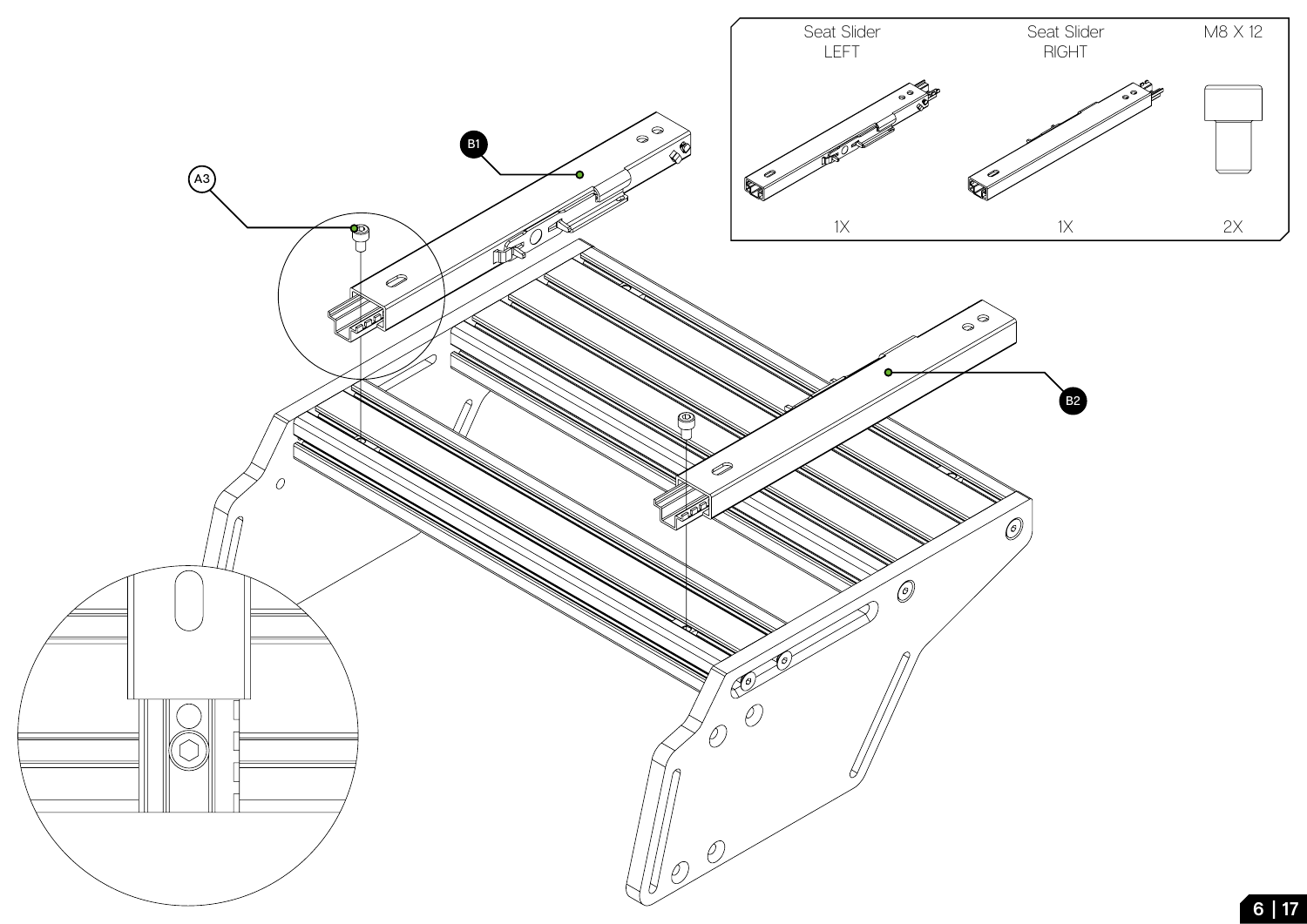| Seat Slider LEFT | Seat Slider RIGHT | M8 X 12 |
| --- | --- | --- |
| 1X | 1X | 2X |

A3

B1

B2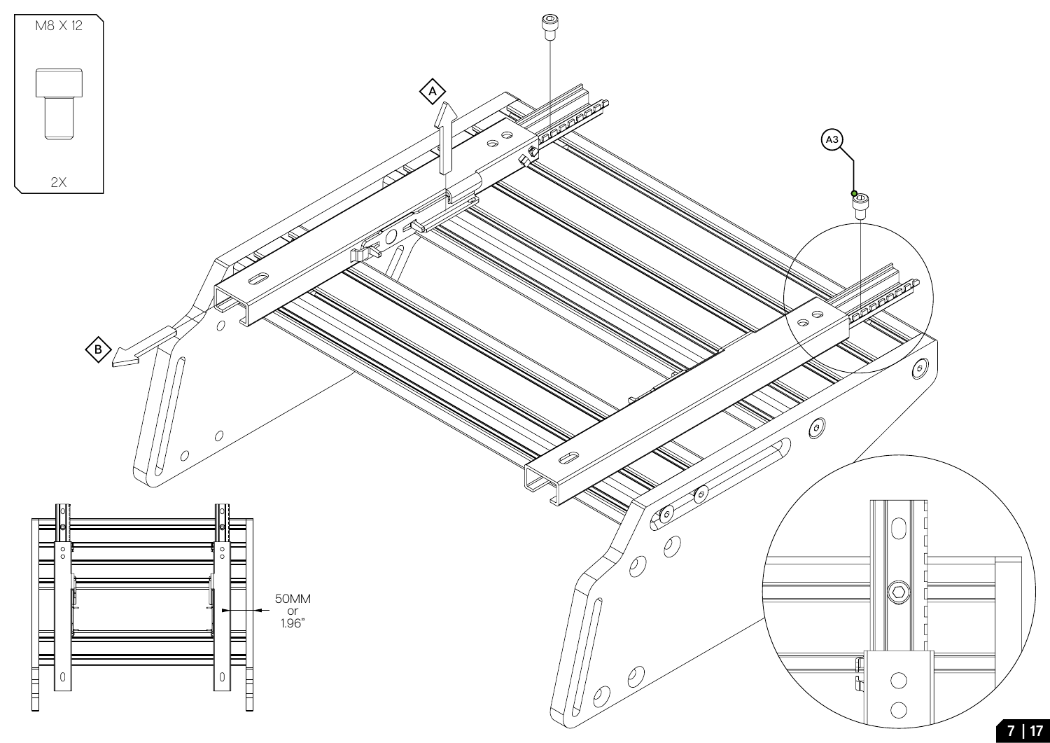M8 X 12

2X

A

A3

B

50MM
or
1.96"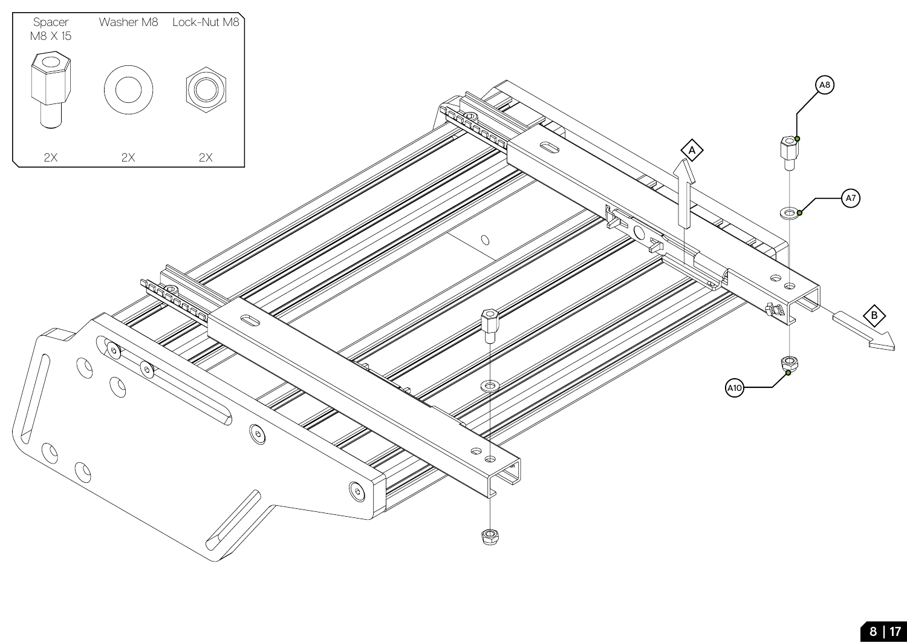| Spacer M8 X 15 | Washer M8 | Lock-Nut M8 |
| --- | --- | --- |
| 2X | 2X | 2X |

A8

A7

A10

A

B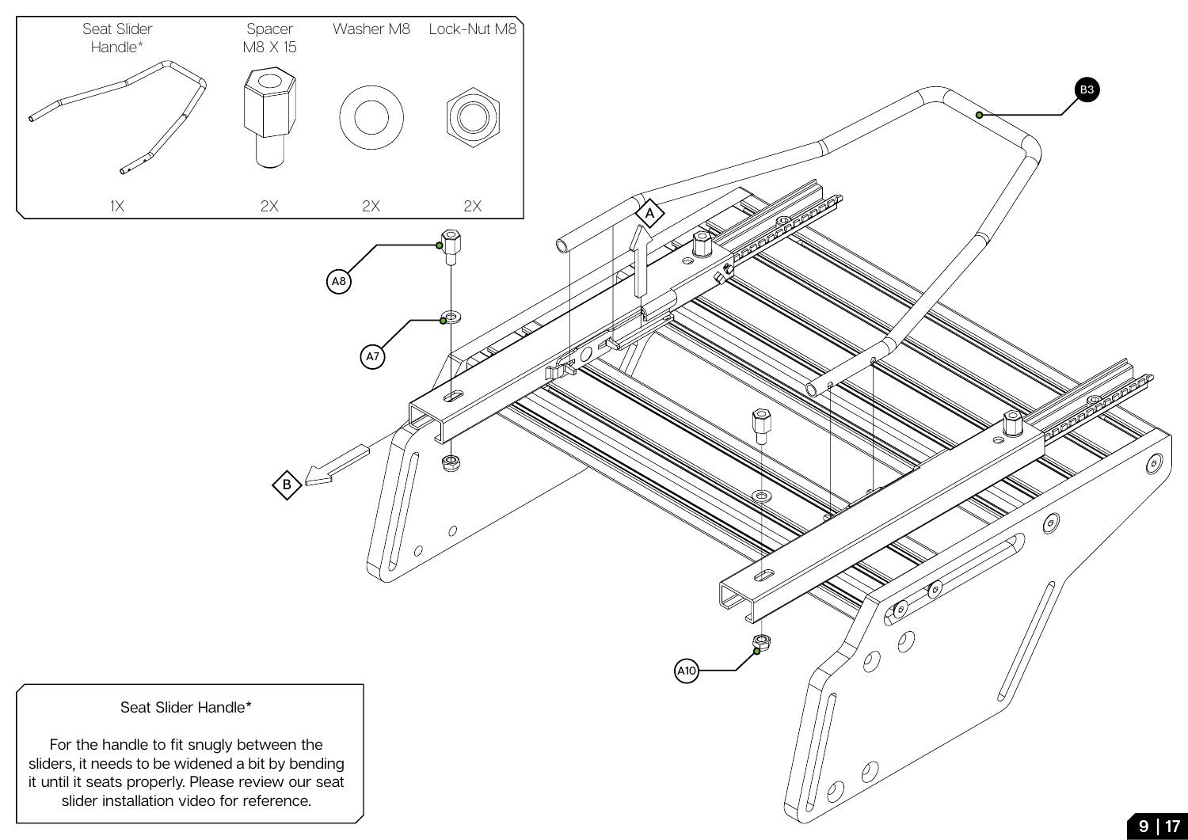| Seat Slider Handle* | Spacer M8 X 15 | Washer M8 | Lock-Nut M8 |
| --- | --- | --- | --- |
| 1X | 2X | 2X | 2X |

B3

A

A8

A7

B

A10

Seat Slider Handle*

For the handle to fit snugly between the sliders, it needs to be widened a bit by bending it until it seats properly. Please review our seat slider installation video for reference.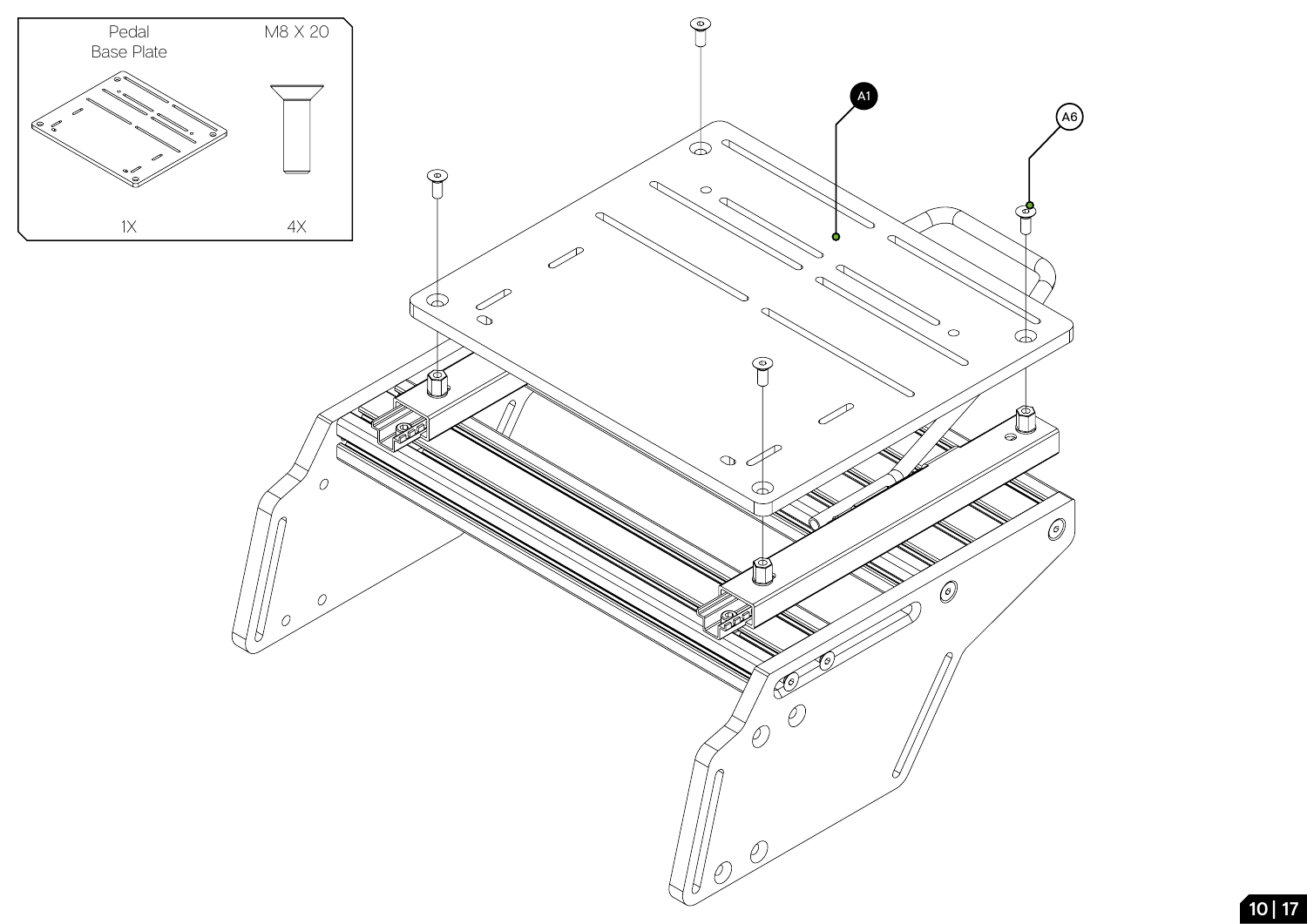| Pedal Base Plate | M8 X 20 |
| --- | --- |
| 1X | 4X |

A1

A6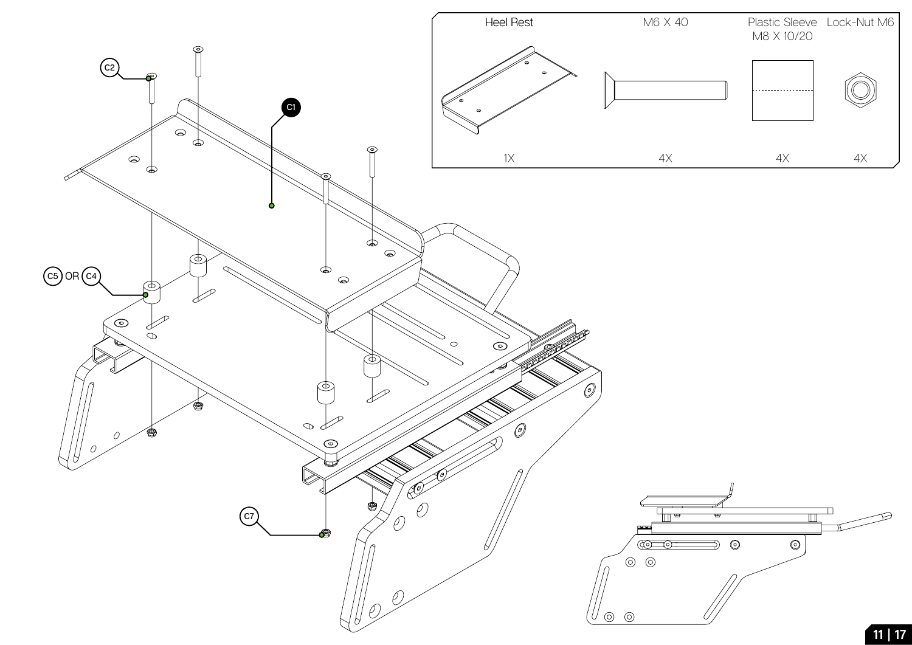| Heel Rest | M6 X 40 | Plastic Sleeve M8 X 10/20 | Lock-Nut M6 |
|---|---|---|---|
| 1X | 4X | 4X | 4X |

C1

C2

C5 OR C4

C7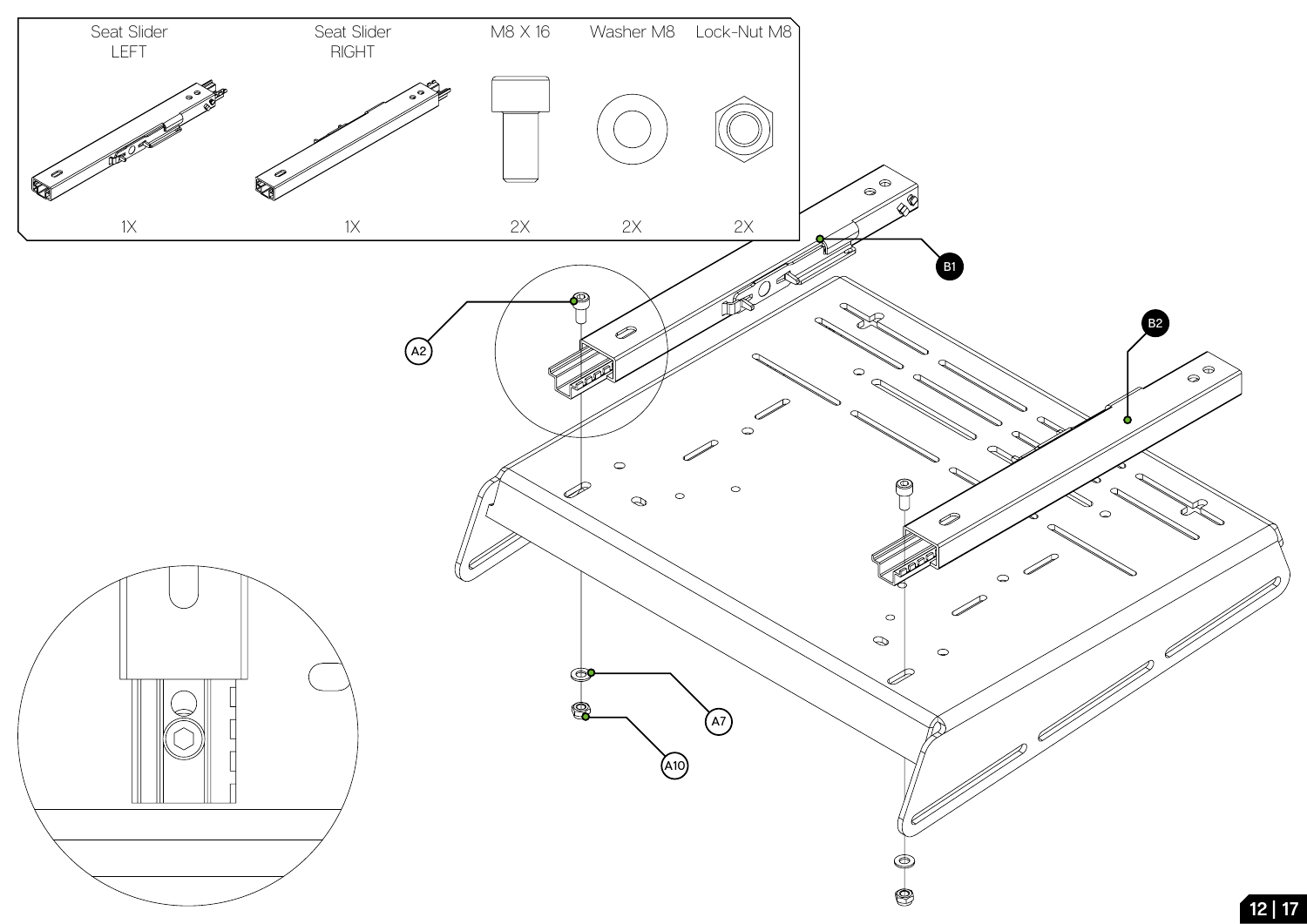| Seat Slider LEFT | Seat Slider RIGHT | M8 X 16 | Washer M8 | Lock-Nut M8 |
|---|---|---|---|---|
| 1X | 1X | 2X | 2X | 2X |

B1

B2

A2

A7

A10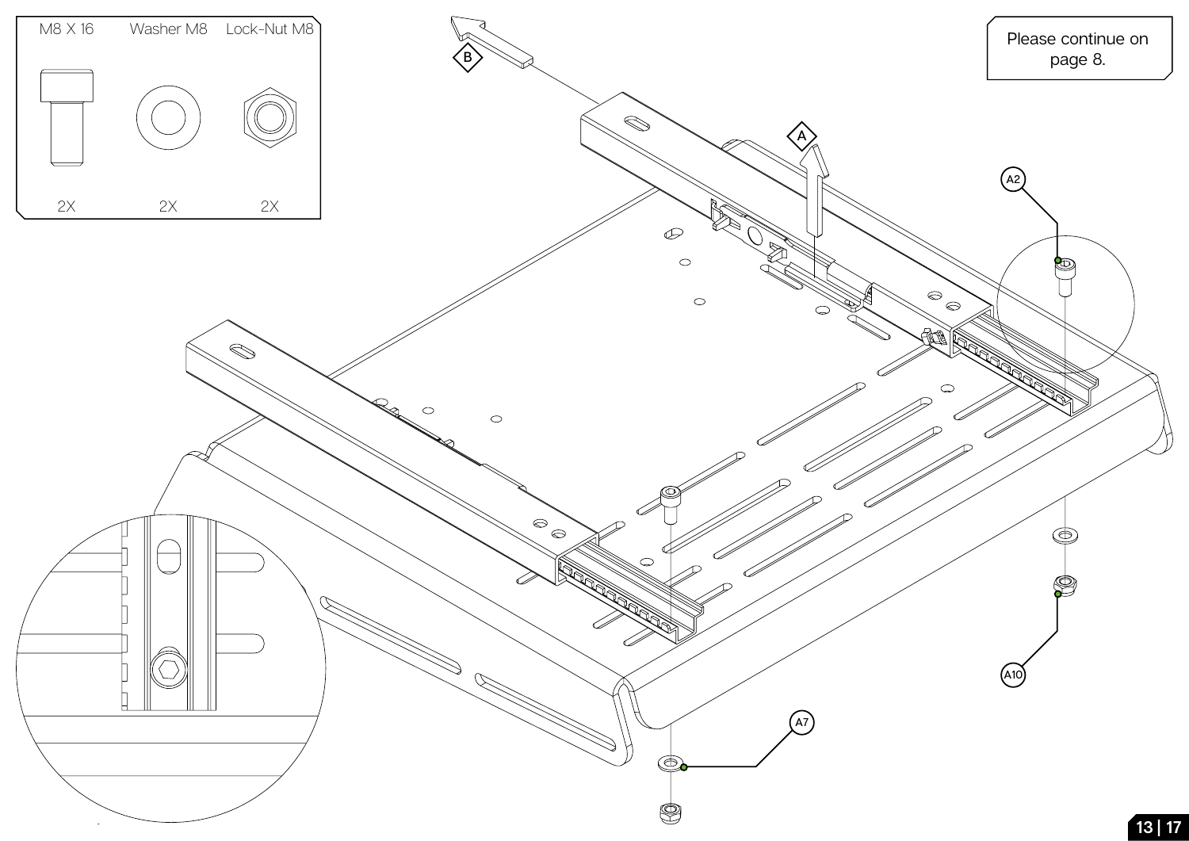| M8 X 16 | Washer M8 | Lock-Nut M8 |
| --- | --- | --- |
| 2X | 2X | 2X |

Please continue on page 8.

A

B

A2

A7

A10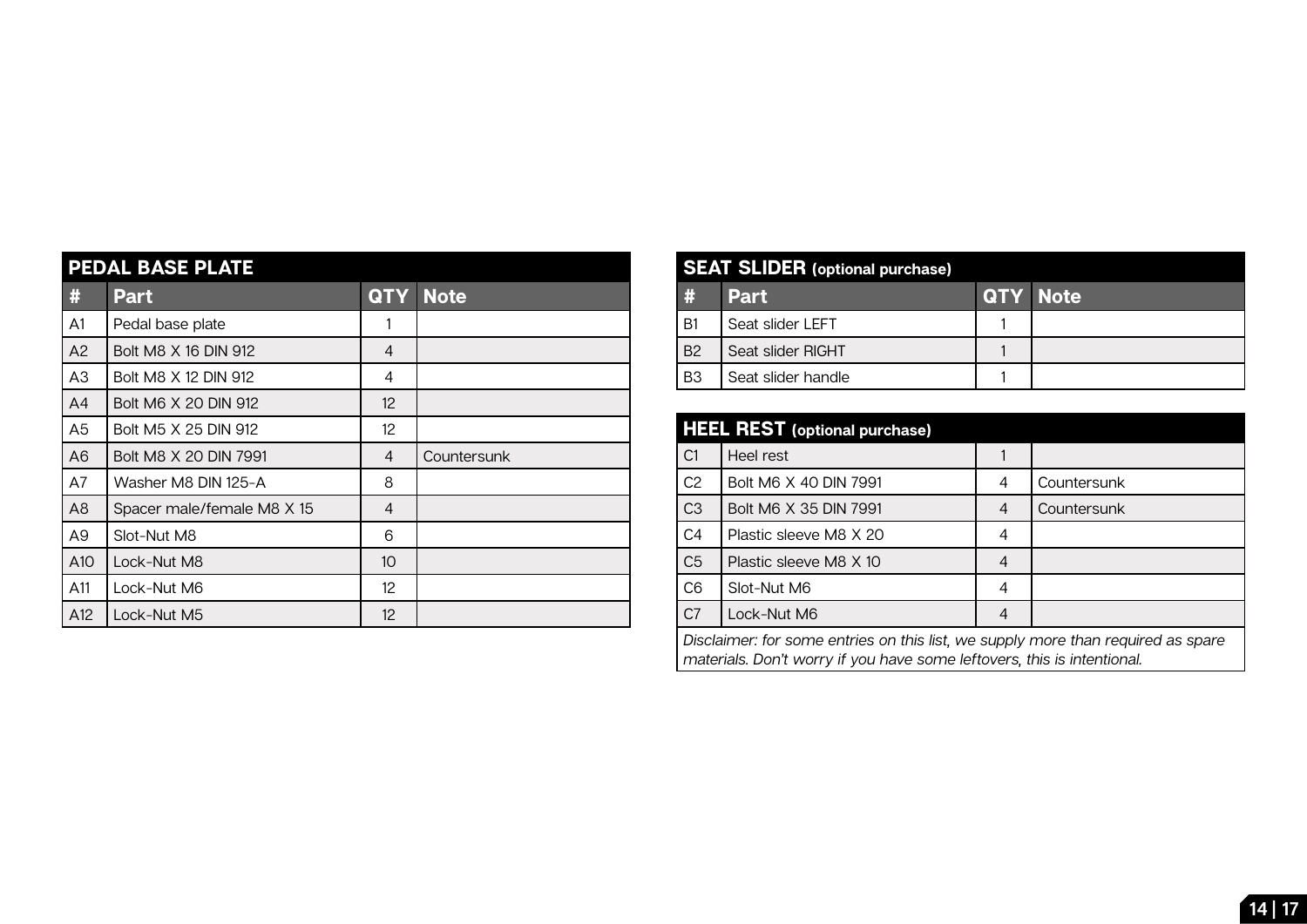## PEDAL BASE PLATE

| # | Part | QTY | Note |
|---|---|---|---|
| A1 | Pedal base plate | 1 | |
| A2 | Bolt M8 X 16 DIN 912 | 4 | |
| A3 | Bolt M8 X 12 DIN 912 | 4 | |
| A4 | Bolt M6 X 20 DIN 912 | 12 | |
| A5 | Bolt M5 X 25 DIN 912 | 12 | |
| A6 | Bolt M8 X 20 DIN 7991 | 4 | Countersunk |
| A7 | Washer M8 DIN 125-A | 8 | |
| A8 | Spacer male/female M8 X 15 | 4 | |
| A9 | Slot-Nut M8 | 6 | |
| A10 | Lock-Nut M8 | 10 | |
| A11 | Lock-Nut M6 | 12 | |
| A12 | Lock-Nut M5 | 12 | |

## SEAT SLIDER (optional purchase)

| # | Part | QTY | Note |
|---|---|---|---|
| B1 | Seat slider LEFT | 1 | |
| B2 | Seat slider RIGHT | 1 | |
| B3 | Seat slider handle | 1 | |

## HEEL REST (optional purchase)

| # | Part | QTY | Note |
|---|---|---|---|
| C1 | Heel rest | 1 | |
| C2 | Bolt M6 X 40 DIN 7991 | 4 | Countersunk |
| C3 | Bolt M6 X 35 DIN 7991 | 4 | Countersunk |
| C4 | Plastic sleeve M8 X 20 | 4 | |
| C5 | Plastic sleeve M8 X 10 | 4 | |
| C6 | Slot-Nut M6 | 4 | |
| C7 | Lock-Nut M6 | 4 | |

*Disclaimer: for some entries on this list, we supply more than required as spare materials. Don't worry if you have some leftovers, this is intentional.*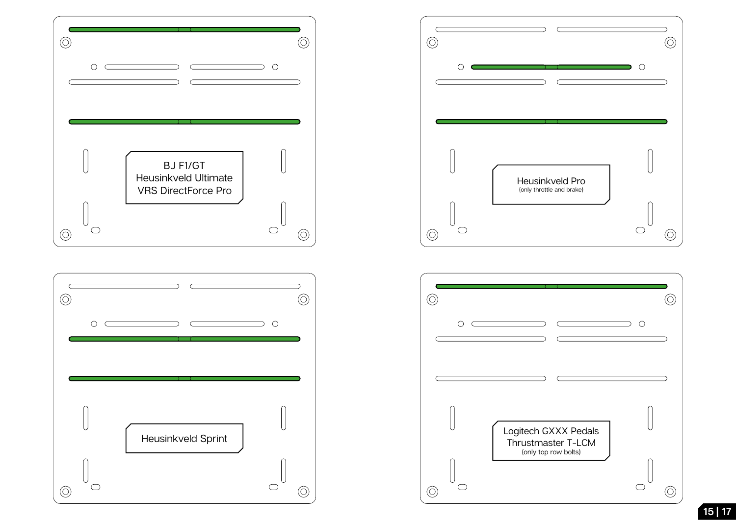BJ F1/GT
Heusinkveld Ultimate
VRS DirectForce Pro

Heusinkveld Pro
(only throttle and brake)

Heusinkveld Sprint

Logitech GXXX Pedals
Thrustmaster T-LCM
(only top row bolts)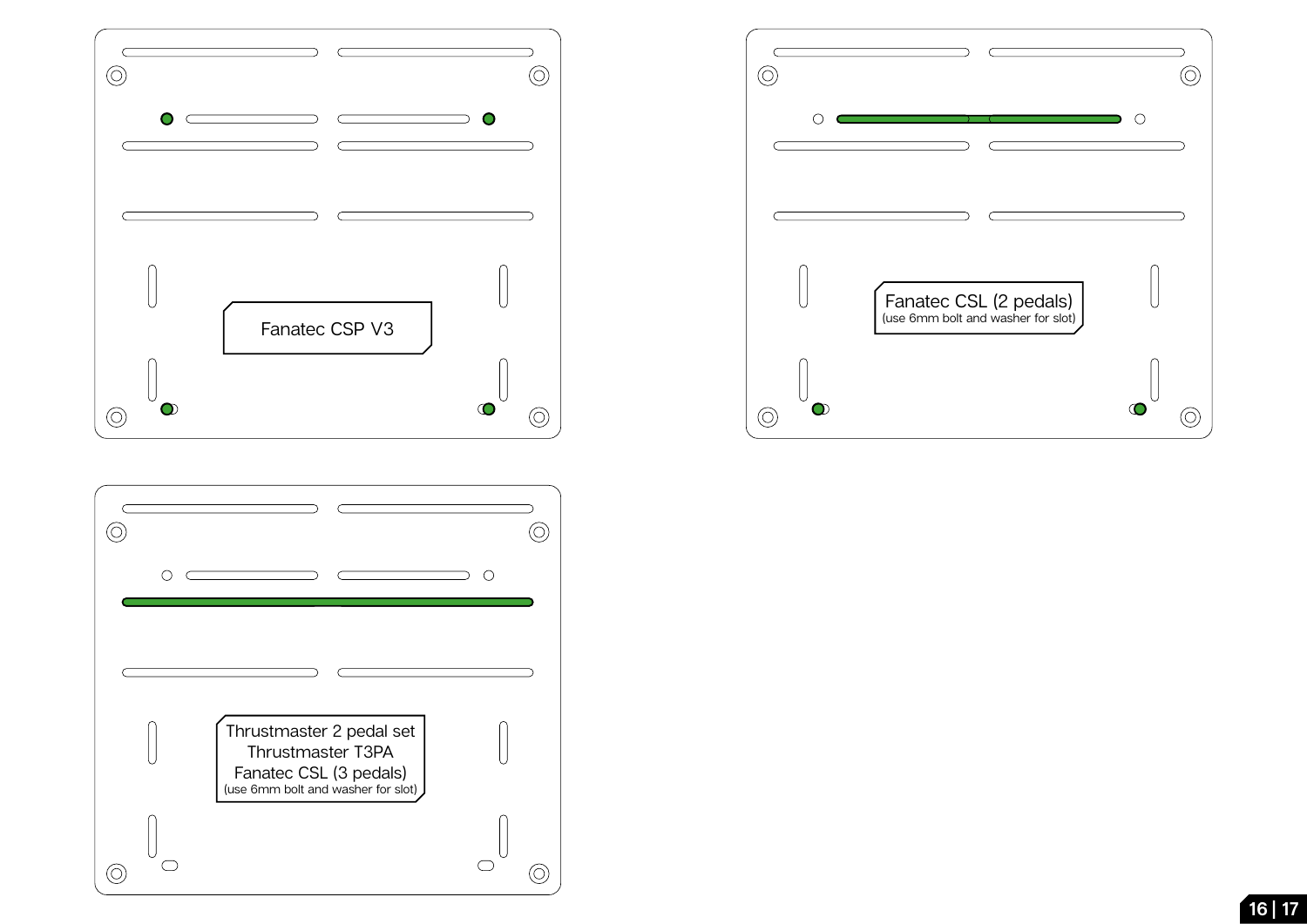Fanatec CSP V3

Fanatec CSL (2 pedals)
(use 6mm bolt and washer for slot)

Thrustmaster 2 pedal set
Thrustmaster T3PA
Fanatec CSL (3 pedals)
(use 6mm bolt and washer for slot)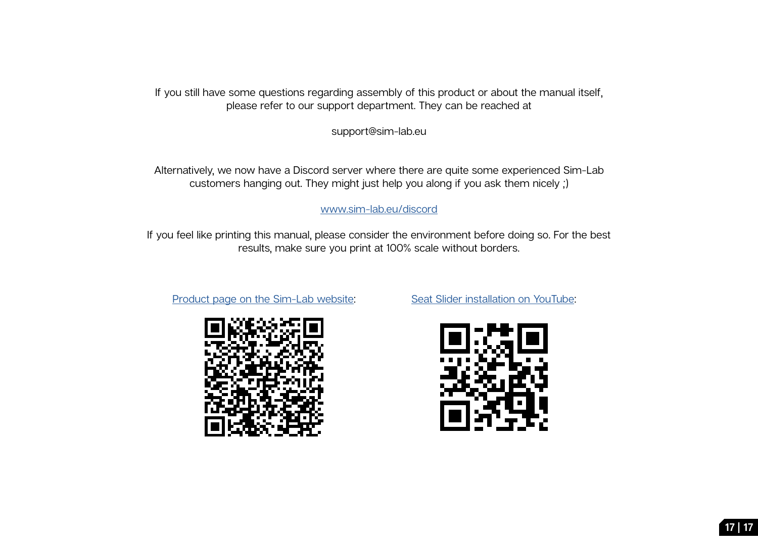If you still have some questions regarding assembly of this product or about the manual itself, please refer to our support department. They can be reached at

support@sim-lab.eu

Alternatively, we now have a Discord server where there are quite some experienced Sim-Lab customers hanging out. They might just help you along if you ask them nicely ;)

www.sim-lab.eu/discord

If you feel like printing this manual, please consider the environment before doing so. For the best results, make sure you print at 100% scale without borders.

Product page on the Sim-Lab website:

Seat Slider installation on YouTube: